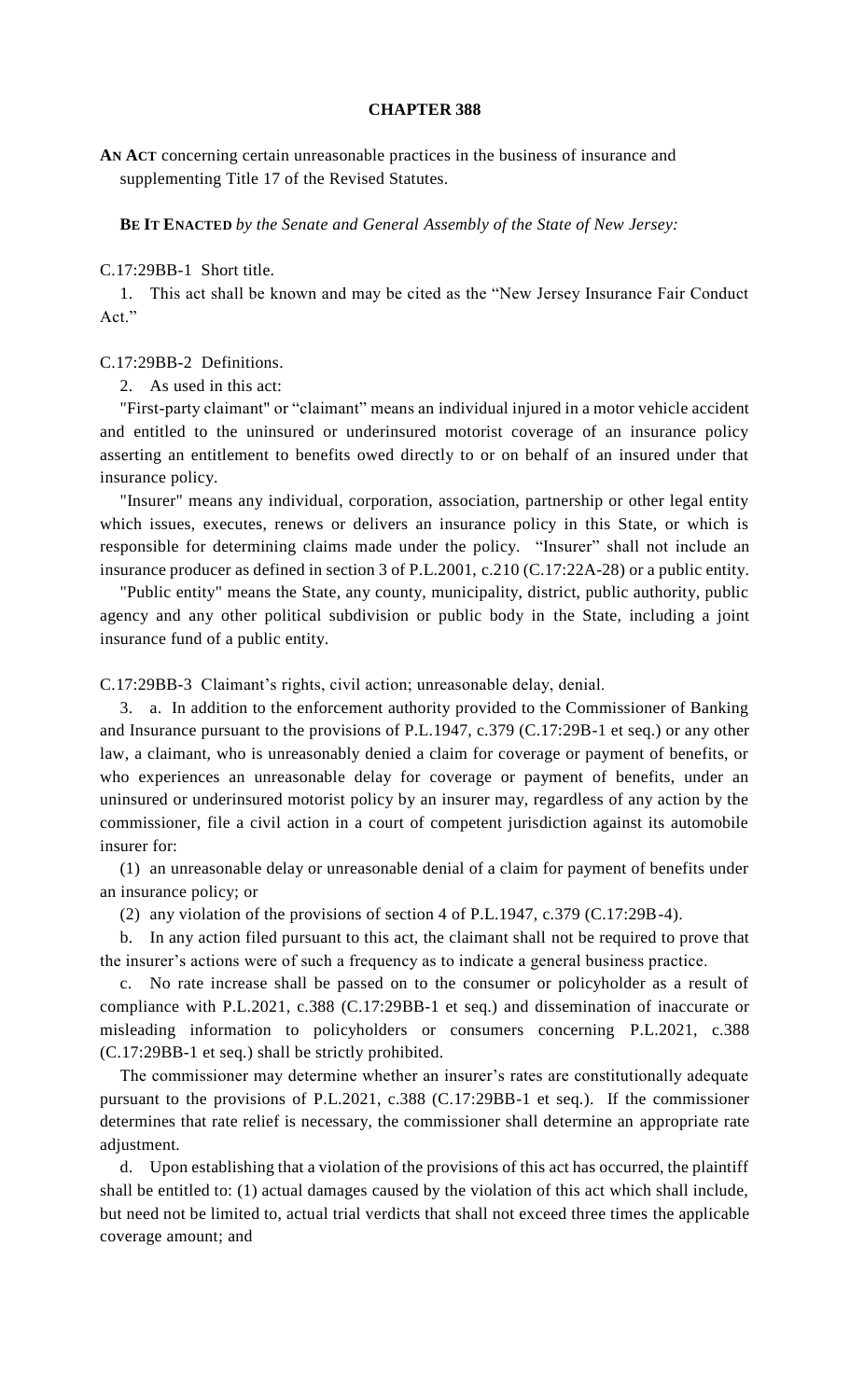# CHAPTER 388

**AN ACT** concerning certain unreasonable practices in the business of insurance and supplementing Title 17 of the Revised Statutes.

**BE IT ENACTED** *by the Senate and General Assembly of the State of New Jersey:*

C.17:29BB-1 Short title.

1. This act shall be known and may be cited as the "New Jersey Insurance Fair Conduct Act."

C.17:29BB-2 Definitions.

2. As used in this act:

"First-party claimant" or "claimant" means an individual injured in a motor vehicle accident and entitled to the uninsured or underinsured motorist coverage of an insurance policy asserting an entitlement to benefits owed directly to or on behalf of an insured under that insurance policy.

"Insurer" means any individual, corporation, association, partnership or other legal entity which issues, executes, renews or delivers an insurance policy in this State, or which is responsible for determining claims made under the policy. "Insurer" shall not include an insurance producer as defined in section 3 of P.L.2001, c.210 (C.17:22A-28) or a public entity.

"Public entity" means the State, any county, municipality, district, public authority, public agency and any other political subdivision or public body in the State, including a joint insurance fund of a public entity.

C.17:29BB-3 Claimant's rights, civil action; unreasonable delay, denial.

3. a. In addition to the enforcement authority provided to the Commissioner of Banking and Insurance pursuant to the provisions of P.L.1947, c.379 (C.17:29B-1 et seq.) or any other law, a claimant, who is unreasonably denied a claim for coverage or payment of benefits, or who experiences an unreasonable delay for coverage or payment of benefits, under an uninsured or underinsured motorist policy by an insurer may, regardless of any action by the commissioner, file a civil action in a court of competent jurisdiction against its automobile insurer for:

(1) an unreasonable delay or unreasonable denial of a claim for payment of benefits under an insurance policy; or

(2) any violation of the provisions of section 4 of P.L.1947, c.379 (C.17:29B-4).

b. In any action filed pursuant to this act, the claimant shall not be required to prove that the insurer's actions were of such a frequency as to indicate a general business practice.

c. No rate increase shall be passed on to the consumer or policyholder as a result of compliance with P.L.2021, c.388 (C.17:29BB-1 et seq.) and dissemination of inaccurate or misleading information to policyholders or consumers concerning P.L.2021, c.388 (C.17:29BB-1 et seq.) shall be strictly prohibited.

The commissioner may determine whether an insurer's rates are constitutionally adequate pursuant to the provisions of P.L.2021, c.388 (C.17:29BB-1 et seq.). If the commissioner determines that rate relief is necessary, the commissioner shall determine an appropriate rate adjustment.

d. Upon establishing that a violation of the provisions of this act has occurred, the plaintiff shall be entitled to: (1) actual damages caused by the violation of this act which shall include, but need not be limited to, actual trial verdicts that shall not exceed three times the applicable coverage amount; and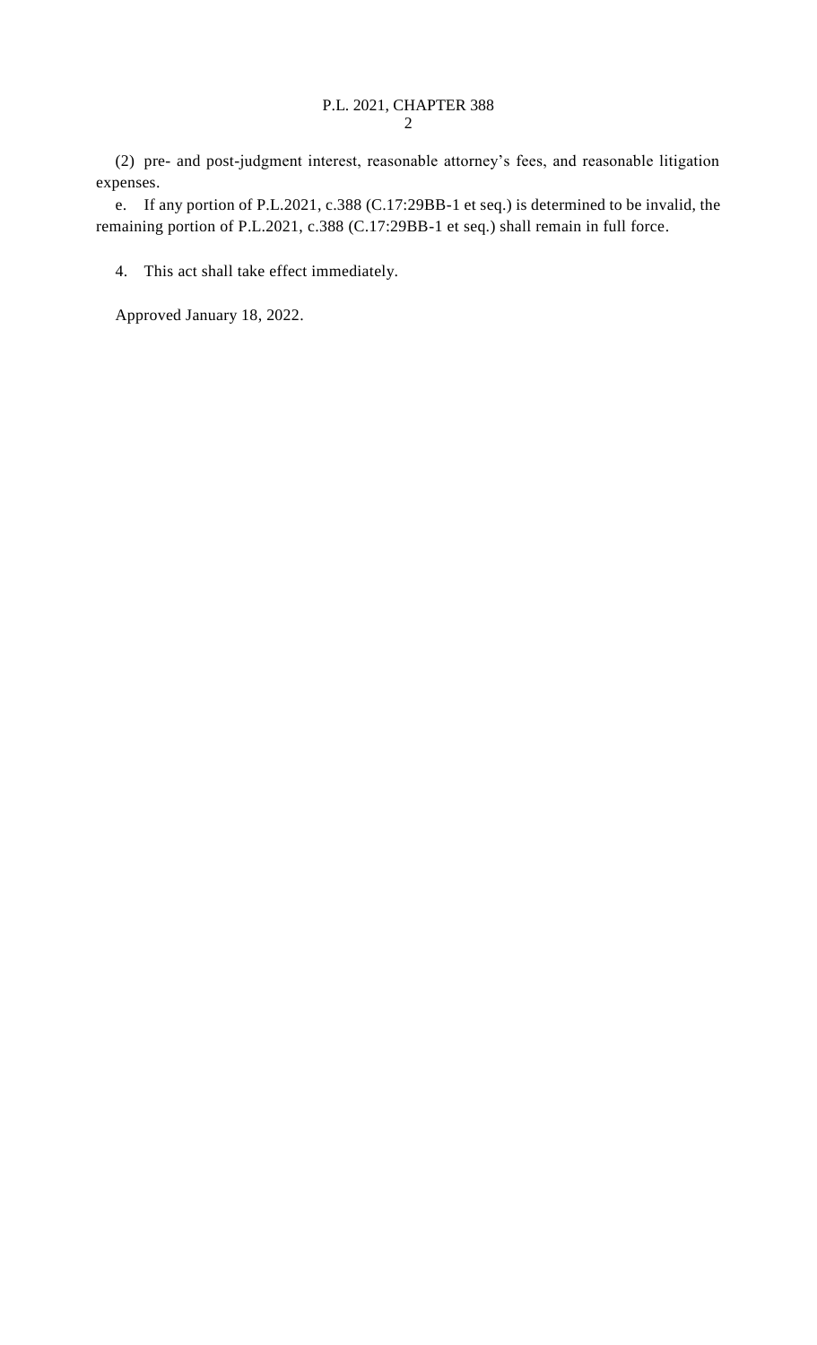(2) pre- and post-judgment interest, reasonable attorney's fees, and reasonable litigation expenses.

e. If any portion of P.L.2021, c.388 (C.17:29BB-1 et seq.) is determined to be invalid, the remaining portion of P.L.2021, c.388 (C.17:29BB-1 et seq.) shall remain in full force.

4. This act shall take effect immediately.

Approved January 18, 2022.